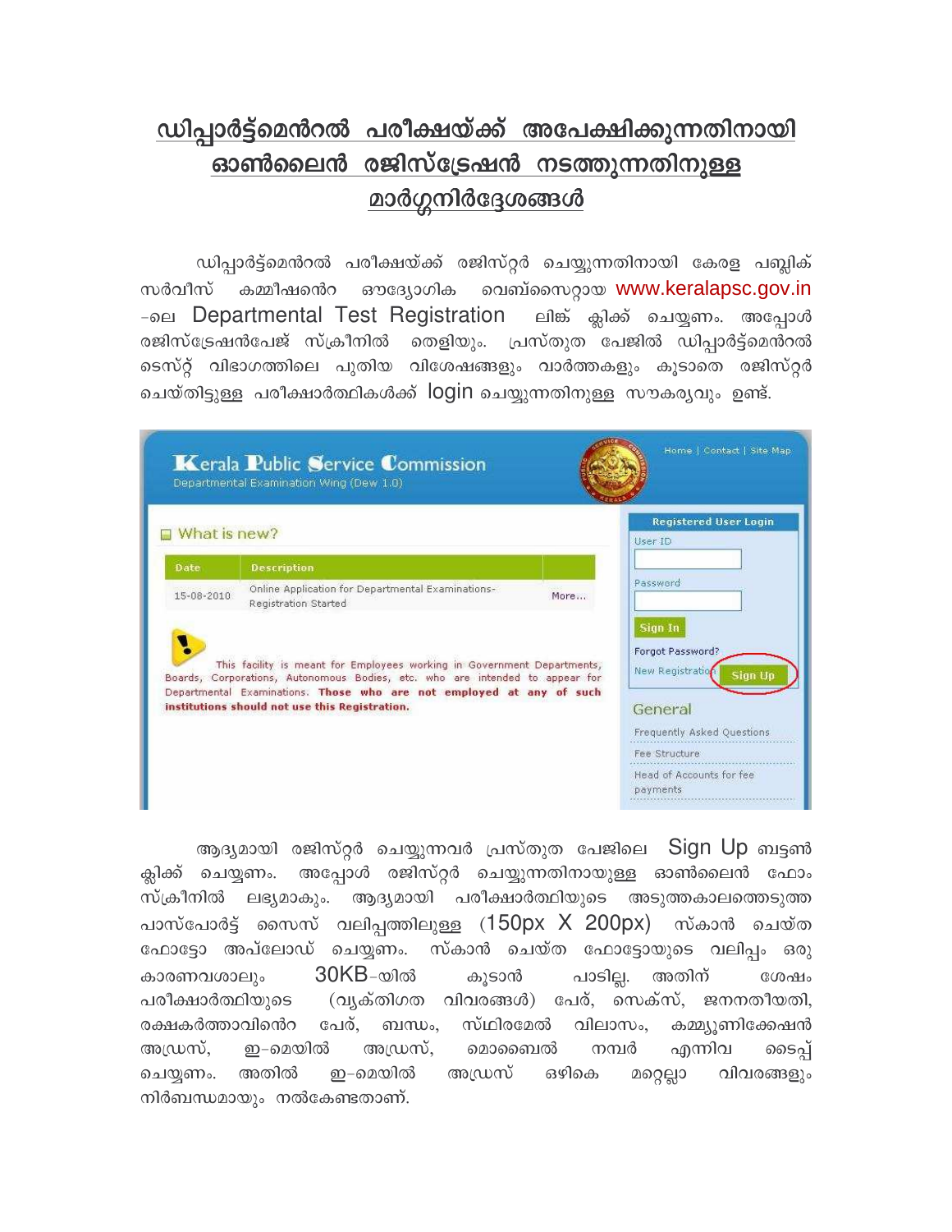# ഡിപ്പാർട്ട്മെൻറൽ പരീക്ഷയ്ക്ക് അപേക്ഷിക്കുന്നതിനായി ഓൺലൈൻ രജിസ്ട്രേഷൻ നടത്തുന്നതിനുള്ള മാർഗ്ഗനിർദ്ദേശങ്ങൾ

ഡിപ്പാർട്ട്മെൻറൽ പരീക്ഷയ്ക്ക് രജിസ്റ്റർ ചെയ്യുന്നതിനായി കേരള പബ്ലിക് സർവീസ് കമ്മീഷൻെറ ഔദ്യോഗിക വെബ്സൈറ്റായ www.keralapsc.gov.in -ലെ Departmental Test Registration ലിങ്ക് ക്ലിക്ക് ചെയ്യണം. അപ്പോൾ രജിസ്ട്രേഷൻപേജ് സ്ക്രീനിൽ തെളിയും. പ്രസ്തുത പേജിൽ ഡിപ്പാർട്ട്മെൻറൽ ടെസ്റ്റ് വിഭാഗത്തിലെ പുതിയ വിശേഷങ്ങളും വാർത്തകളും കൂടാതെ രജിസ്റ്റർ ചെയ്തിട്ടുള്ള പരീക്ഷാർത്ഥികൾക്ക് login ചെയ്യുന്നതിനുള്ള സൗകര്യവും ഉണ്ട്.

ആദ്യമായി രജിസ്റ്റർ ചെയ്യുന്നവർ പ്രസ്തുത പേജിലെ Sign Up ബട്ടൺ ക്ലിക്ക് ചെയ്യണം. അപ്പോൾ രജിസ്റ്റർ ചെയ്യുന്നതിനായുള്ള ഓൺലൈൻ ഫോം സ്ക്രീനിൽ ലഭ്യമാകും. ആദ്യമായി പരീക്ഷാർത്ഥിയുടെ അടുത്തകാലത്തെടുത്ത പാസ്പോർട്ട് സൈസ് വലിപ്പത്തിലുള്ള (150px X 200px) സ്കാൻ ചെയ്ത ഫോട്ടോ അപ്‌ലോഡ് ചെയ്യണം. സ്കാൻ ചെയ്ത ഫോട്ടോയുടെ വലിപ്പം ഒരു കാരണവശാലും 30KB-യിൽ കൂടാൻ പാടില്ല. അതിന് ശേഷം പരീക്ഷാർത്ഥിയുടെ (വ്യക്തിഗത വിവരങ്ങൾ) പേര്, സെക്സ്, ജനനതീയതി, രക്ഷകർത്താവിൻെറ പേര്, ബന്ധം, സ്ഥിരമേൽ വിലാസം, കമ്മ്യൂണിക്കേഷൻ അഡ്രസ്, ഇ-മെയിൽ അഡ്രസ്, മൊബൈൽ നമ്പർ എന്നിവ ടൈപ്പ് ചെയ്യണം. അതിൽ ഇ-മെയിൽ അഡ്രസ് ഒഴികെ മറ്റെല്ലാ വിവരങ്ങളും നിർബന്ധമായും നൽകേണ്ടതാണ്.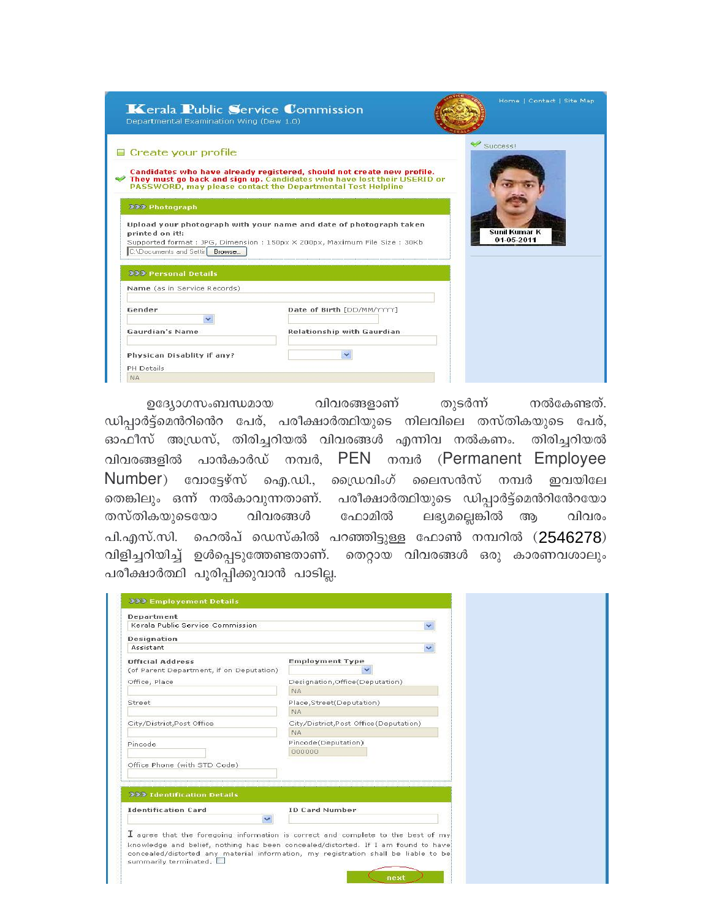**Kerala Public Service Commission**
Departmental Examination Wing (Dew 1.0)

Home | Contact | Site Map

Create your profile

Candidates who have already registered, should not create new profile. They must go back and sign up. Candidates who have lost their USERID or PASSWORD, may please contact the Departmental Test Helpline

Success!

Sunil Kumar K
01-05-2011

**Photograph**

Upload your photograph with your name and date of photograph taken printed on it!:
Supported format : JPG, Dimension : 150px X 200px, Maximum File Size : 30Kb
C:\Documents and Settir Browse...

**Personal Details**

Name (as in Service Records)

Gender | Date of Birth [DD/MM/YYYY]

Gaurdian's Name | Relationship with Gaurdian

Physican Disablity if any?

PH Details: NA

ഉദ്യോഗസംബന്ധമായ വിവരങ്ങളാണ് തുടർന്ന് നൽകേണ്ടത്. ഡിപ്പാർട്ട്മെൻറിന്റെ പേര്, പരീക്ഷാർത്ഥിയുടെ നിലവിലെ തസ്തികയുടെ പേര്, ഓഫീസ് അഡ്രസ്, തിരിച്ചറിയൽ വിവരങ്ങൾ എന്നിവ നൽകണം. തിരിച്ചറിയൽ വിവരങ്ങളിൽ പാൻകാർഡ് നമ്പർ, PEN നമ്പർ (Permanent Employee Number) വോട്ടേഴ്സ് ഐ.ഡി., ഡ്രൈവിംഗ് ലൈസൻസ് നമ്പർ ഇവയിലേതെങ്കിലും ഒന്ന് നൽകാവുന്നതാണ്. പരീക്ഷാർത്ഥിയുടെ ഡിപ്പാർട്ട്മെൻറിന്റേയോ തസ്തികയുടെയോ വിവരങ്ങൾ ഫോമിൽ ലഭ്യമല്ലെങ്കിൽ ആ വിവരം പി.എസ്.സി. ഹെൽപ് ഡെസ്കിൽ പറഞ്ഞിട്ടുള്ള ഫോൺ നമ്പറിൽ (2546278) വിളിച്ചറിയിച്ച് ഉൾപ്പെടുത്തേണ്ടതാണ്. തെറ്റായ വിവരങ്ങൾ ഒരു കാരണവശാലും പരീക്ഷാർത്ഥി പൂരിപ്പിക്കുവാൻ പാടില്ല.

**Employement Details**

Department: Kerala Public Service Commission

Designation: Assistant

Official Address (of Parent Department, if on Deputation) | Employment Type

Office, Place | Designation,Office(Deputation): NA

Street | Place,Street(Deputation): NA

City/District,Post Office | City/District,Post Office(Deputation): NA

Pincode | Pincode(Deputation): 000000

Office Phone (with STD Code)

**Identification Details**

Identification Card | ID Card Number

I agree that the foregoing information is correct and complete to the best of my knowledge and belief, nothing has been concealed/distorted. If I am found to have concealed/distorted any material information, my registration shall be liable to be summarily terminated.

next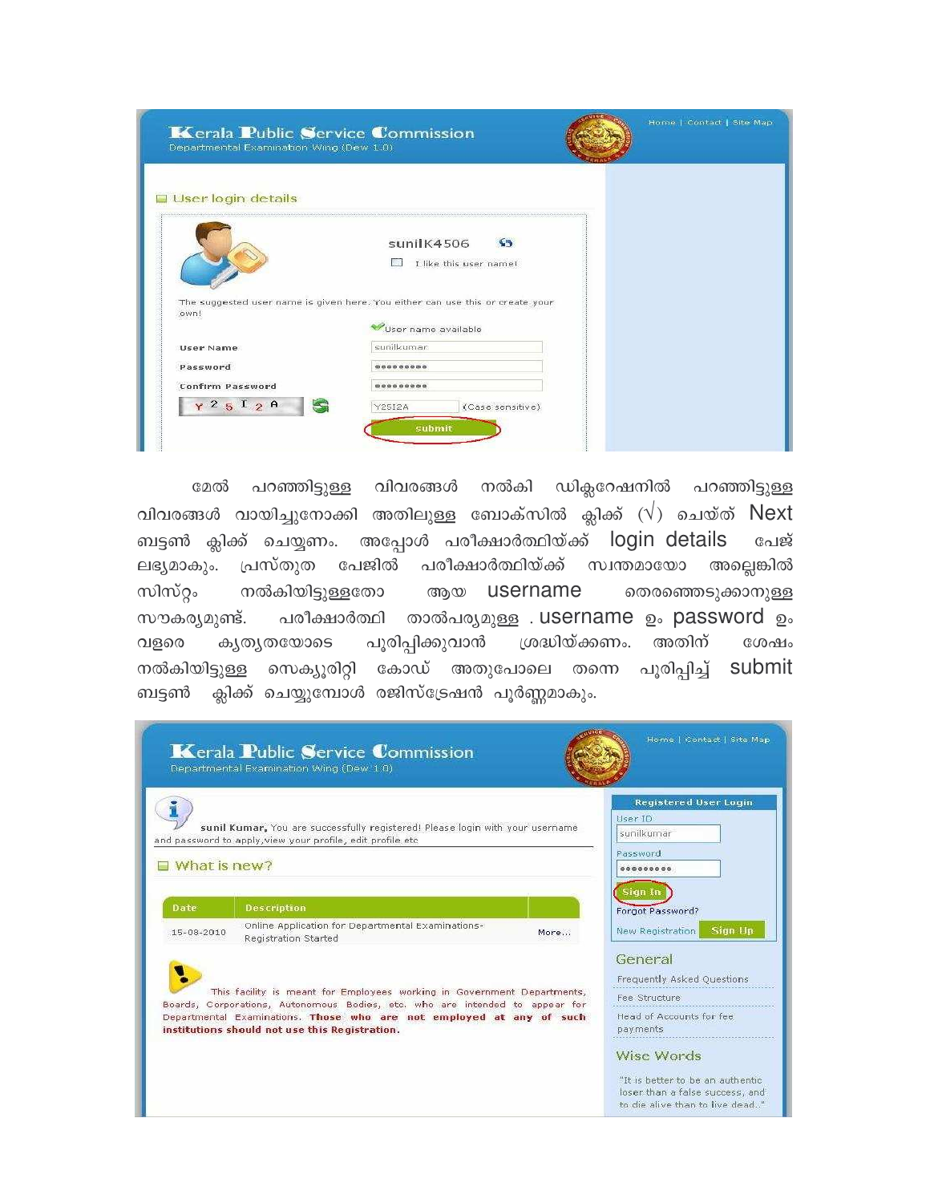മേൽ പറഞ്ഞിട്ടുള്ള വിവരങ്ങൾ നൽകി ഡിക്ലറേഷനിൽ പറഞ്ഞിട്ടുള്ള വിവരങ്ങൾ വായിച്ചുനോക്കി അതിലുള്ള ബോക്സിൽ ക്ലിക്ക് (√) ചെയ്ത് Next ബട്ടൺ ക്ലിക്ക് ചെയ്യണം. അപ്പോൾ പരീക്ഷാർത്ഥിയ്ക്ക് login details പേജ് ലഭ്യമാകും. പ്രസ്തുത പേജിൽ പരീക്ഷാർത്ഥിയ്ക്ക് സ്വന്തമായോ അല്ലെങ്കിൽ സിസ്റ്റം നൽകിയിട്ടുള്ളതോ ആയ username തെരഞ്ഞെടുക്കാനുള്ള സൗകര്യമുണ്ട്. പരീക്ഷാർത്ഥി താൽപര്യമുള്ള . username ഉം password ഉം വളരെ കൃത്യതയോടെ പൂരിപ്പിക്കുവാൻ ശ്രദ്ധിയ്ക്കണം. അതിന് ശേഷം നൽകിയിട്ടുള്ള സെക്യൂരിറ്റി കോഡ് അതുപോലെ തന്നെ പൂരിപ്പിച്ച് submit ബട്ടൺ ക്ലിക്ക് ചെയ്യുമ്പോൾ രജിസ്ട്രേഷൻ പൂർണ്ണമാകും.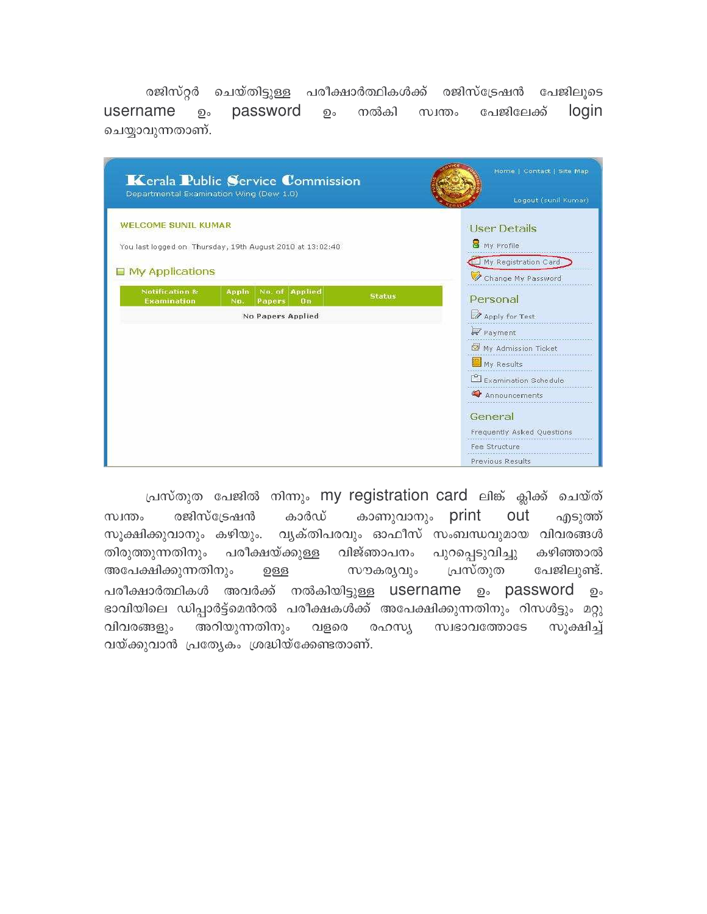രജിസ്റ്റർ ചെയ്തിട്ടുള്ള പരീക്ഷാർത്ഥികൾക്ക് രജിസ്ട്രേഷൻ പേജിലൂടെ username ഉം password ഉം നൽകി സ്വന്തം പേജിലേക്ക് login ചെയ്യാവുന്നതാണ്.

Kerala Public Service Commission
Departmental Examination Wing (Dew 1.0)

Home | Contact | Site Map

Logout (sunil Kumar)

WELCOME SUNIL KUMAR

You last logged on Thursday, 19th August 2010 at 13:02:40

My Applications

| Notification & Examination | Appln No. | No. of Papers | Applied On | Status |
| --- | --- | --- | --- | --- |
| No Papers Applied | | | | |

User Details
- My Profile
- My Registration Card
- Change My Password

Personal
- Apply for Test
- Payment
- My Admission Ticket
- My Results
- Examination Schedule
- Announcements

General
- Frequently Asked Questions
- Fee Structure
- Previous Results

പ്രസ്തുത പേജിൽ നിന്നും my registration card ലിങ്ക് ക്ലിക്ക് ചെയ്ത് സ്വന്തം രജിസ്ട്രേഷൻ കാർഡ് കാണുവാനും print out എടുത്ത് സൂക്ഷിക്കുവാനും കഴിയും. വ്യക്തിപരവും ഓഫീസ് സംബന്ധവുമായ വിവരങ്ങൾ തിരുത്തുന്നതിനും പരീക്ഷയ്ക്കുള്ള വിജ്ഞാപനം പുറപ്പെടുവിച്ചു കഴിഞ്ഞാൽ അപേക്ഷിക്കുന്നതിനും ഉള്ള സൗകര്യവും പ്രസ്തുത പേജിലുണ്ട്. പരീക്ഷാർത്ഥികൾ അവർക്ക് നൽകിയിട്ടുള്ള username ഉം password ഉം ഭാവിയിലെ ഡിപ്പാർട്ട്മെന്റൽ പരീക്ഷകൾക്ക് അപേക്ഷിക്കുന്നതിനും റിസൾട്ടും മറ്റു വിവരങ്ങളും അറിയുന്നതിനും വളരെ രഹസ്യ സ്വഭാവത്തോടെ സൂക്ഷിച്ച് വയ്ക്കുവാൻ പ്രത്യേകം ശ്രദ്ധിയ്ക്കേണ്ടതാണ്.